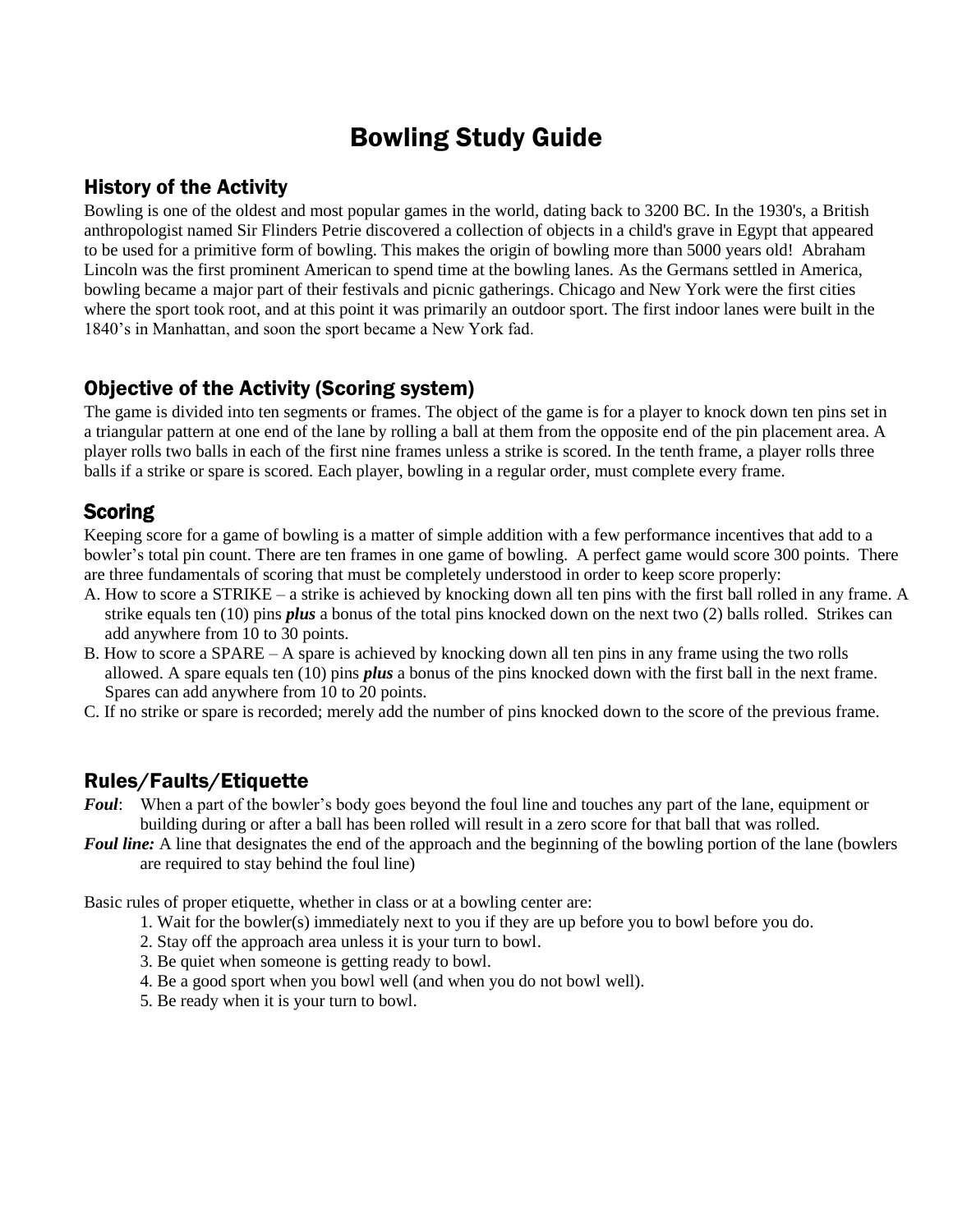# Bowling Study Guide

## History of the Activity

Bowling is one of the oldest and most popular games in the world, dating back to 3200 BC. In the 1930's, a British anthropologist named Sir Flinders Petrie discovered a collection of objects in a child's grave in Egypt that appeared to be used for a primitive form of bowling. This makes the origin of bowling more than 5000 years old! Abraham Lincoln was the first prominent American to spend time at the bowling lanes. As the Germans settled in America, bowling became a major part of their festivals and picnic gatherings. Chicago and New York were the first cities where the sport took root, and at this point it was primarily an outdoor sport. The first indoor lanes were built in the 1840's in Manhattan, and soon the sport became a New York fad.

## Objective of the Activity (Scoring system)

The game is divided into ten segments or frames. The object of the game is for a player to knock down ten pins set in a triangular pattern at one end of the lane by rolling a ball at them from the opposite end of the pin placement area. A player rolls two balls in each of the first nine frames unless a strike is scored. In the tenth frame, a player rolls three balls if a strike or spare is scored. Each player, bowling in a regular order, must complete every frame.

## Scoring

Keeping score for a game of bowling is a matter of simple addition with a few performance incentives that add to a bowler's total pin count. There are ten frames in one game of bowling. A perfect game would score 300 points. There are three fundamentals of scoring that must be completely understood in order to keep score properly:

A. How to score a STRIKE – a strike is achieved by knocking down all ten pins with the first ball rolled in any frame. A strike equals ten (10) pins ***plus*** a bonus of the total pins knocked down on the next two (2) balls rolled. Strikes can add anywhere from 10 to 30 points.

B. How to score a SPARE – A spare is achieved by knocking down all ten pins in any frame using the two rolls allowed. A spare equals ten (10) pins ***plus*** a bonus of the pins knocked down with the first ball in the next frame. Spares can add anywhere from 10 to 20 points.

C. If no strike or spare is recorded; merely add the number of pins knocked down to the score of the previous frame.

## Rules/Faults/Etiquette

***Foul***: When a part of the bowler's body goes beyond the foul line and touches any part of the lane, equipment or building during or after a ball has been rolled will result in a zero score for that ball that was rolled.

***Foul line:*** A line that designates the end of the approach and the beginning of the bowling portion of the lane (bowlers are required to stay behind the foul line)

Basic rules of proper etiquette, whether in class or at a bowling center are:

1. Wait for the bowler(s) immediately next to you if they are up before you to bowl before you do.
2. Stay off the approach area unless it is your turn to bowl.
3. Be quiet when someone is getting ready to bowl.
4. Be a good sport when you bowl well (and when you do not bowl well).
5. Be ready when it is your turn to bowl.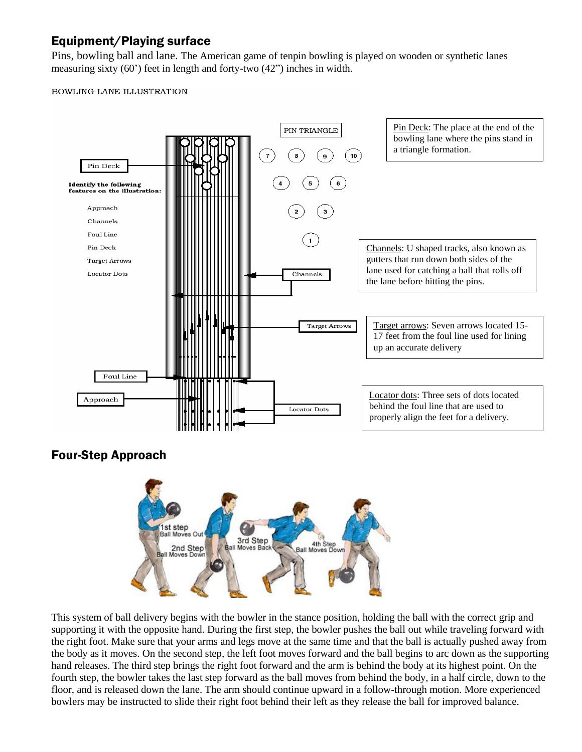## Equipment/Playing surface

Pins, bowling ball and lane. The American game of tenpin bowling is played on wooden or synthetic lanes measuring sixty (60') feet in length and forty-two (42") inches in width.

BOWLING LANE ILLUSTRATION

Pin Deck: The place at the end of the bowling lane where the pins stand in a triangle formation.

Channels: U shaped tracks, also known as gutters that run down both sides of the lane used for catching a ball that rolls off the lane before hitting the pins.

Target arrows: Seven arrows located 15-17 feet from the foul line used for lining up an accurate delivery

Locator dots: Three sets of dots located behind the foul line that are used to properly align the feet for a delivery.

## Four-Step Approach

This system of ball delivery begins with the bowler in the stance position, holding the ball with the correct grip and supporting it with the opposite hand. During the first step, the bowler pushes the ball out while traveling forward with the right foot. Make sure that your arms and legs move at the same time and that the ball is actually pushed away from the body as it moves. On the second step, the left foot moves forward and the ball begins to arc down as the supporting hand releases. The third step brings the right foot forward and the arm is behind the body at its highest point. On the fourth step, the bowler takes the last step forward as the ball moves from behind the body, in a half circle, down to the floor, and is released down the lane. The arm should continue upward in a follow-through motion. More experienced bowlers may be instructed to slide their right foot behind their left as they release the ball for improved balance.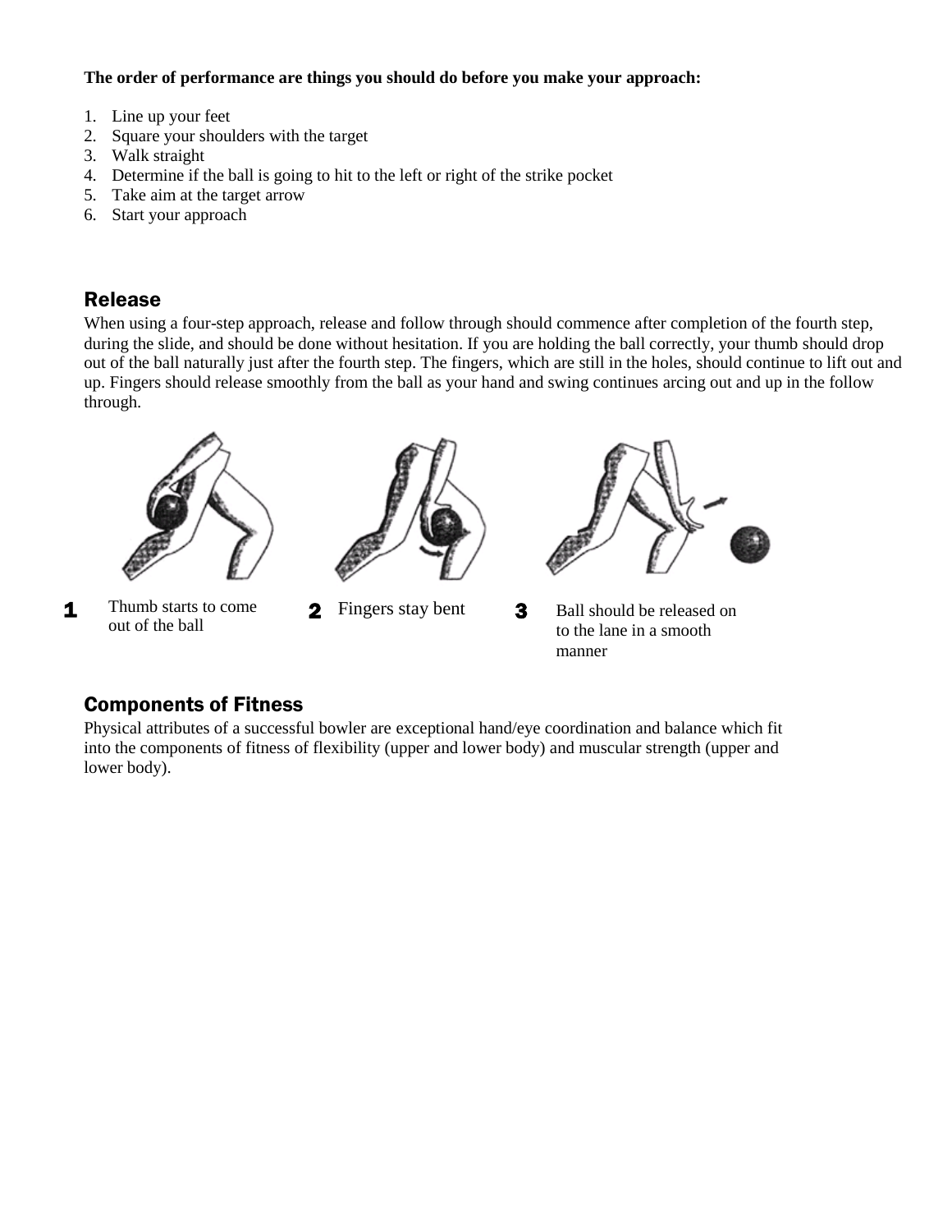**The order of performance are things you should do before you make your approach:**

1. Line up your feet
2. Square your shoulders with the target
3. Walk straight
4. Determine if the ball is going to hit to the left or right of the strike pocket
5. Take aim at the target arrow
6. Start your approach

## Release

When using a four-step approach, release and follow through should commence after completion of the fourth step, during the slide, and should be done without hesitation. If you are holding the ball correctly, your thumb should drop out of the ball naturally just after the fourth step. The fingers, which are still in the holes, should continue to lift out and up. Fingers should release smoothly from the ball as your hand and swing continues arcing out and up in the follow through.

**1** Thumb starts to come out of the ball

**2** Fingers stay bent

**3** Ball should be released on to the lane in a smooth manner

## Components of Fitness

Physical attributes of a successful bowler are exceptional hand/eye coordination and balance which fit into the components of fitness of flexibility (upper and lower body) and muscular strength (upper and lower body).